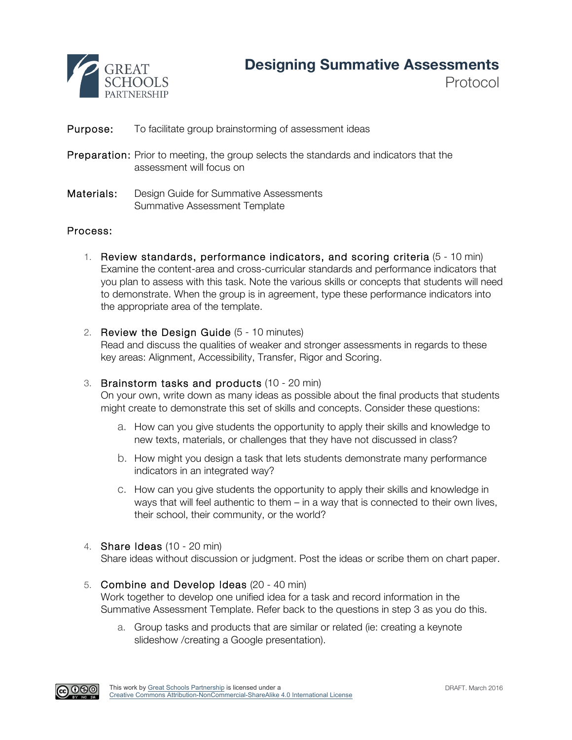# Designing Summative Assessments

Protocol

**Purpose:** To facilitate group brainstorming of assessment ideas

**Preparation:** Prior to meeting, the group selects the standards and indicators that the assessment will focus on

**Materials:** Design Guide for Summative Assessments
Summative Assessment Template

**Process:**

1. **Review standards, performance indicators, and scoring criteria** (5 - 10 min)
   Examine the content-area and cross-curricular standards and performance indicators that you plan to assess with this task. Note the various skills or concepts that students will need to demonstrate. When the group is in agreement, type these performance indicators into the appropriate area of the template.

2. **Review the Design Guide** (5 - 10 minutes)
   Read and discuss the qualities of weaker and stronger assessments in regards to these key areas: Alignment, Accessibility, Transfer, Rigor and Scoring.

3. **Brainstorm tasks and products** (10 - 20 min)
   On your own, write down as many ideas as possible about the final products that students might create to demonstrate this set of skills and concepts. Consider these questions:

   a. How can you give students the opportunity to apply their skills and knowledge to new texts, materials, or challenges that they have not discussed in class?

   b. How might you design a task that lets students demonstrate many performance indicators in an integrated way?

   c. How can you give students the opportunity to apply their skills and knowledge in ways that will feel authentic to them – in a way that is connected to their own lives, their school, their community, or the world?

4. **Share Ideas** (10 - 20 min)
   Share ideas without discussion or judgment. Post the ideas or scribe them on chart paper.

5. **Combine and Develop Ideas** (20 - 40 min)
   Work together to develop one unified idea for a task and record information in the Summative Assessment Template. Refer back to the questions in step 3 as you do this.

   a. Group tasks and products that are similar or related (ie: creating a keynote slideshow /creating a Google presentation).

This work by Great Schools Partnership is licensed under a Creative Commons Attribution-NonCommercial-ShareAlike 4.0 International License

DRAFT. March 2016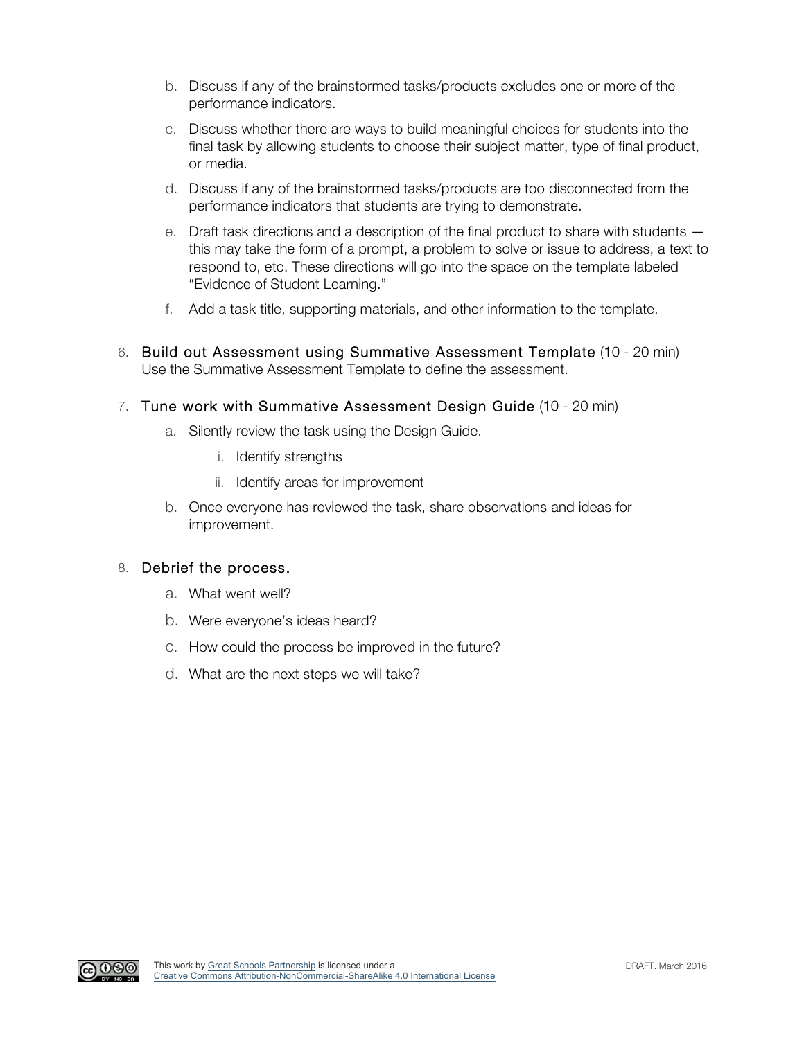b. Discuss if any of the brainstormed tasks/products excludes one or more of the performance indicators.

c. Discuss whether there are ways to build meaningful choices for students into the final task by allowing students to choose their subject matter, type of final product, or media.

d. Discuss if any of the brainstormed tasks/products are too disconnected from the performance indicators that students are trying to demonstrate.

e. Draft task directions and a description of the final product to share with students — this may take the form of a prompt, a problem to solve or issue to address, a text to respond to, etc. These directions will go into the space on the template labeled "Evidence of Student Learning."

f. Add a task title, supporting materials, and other information to the template.

6. **Build out Assessment using Summative Assessment Template** (10 - 20 min)
   Use the Summative Assessment Template to define the assessment.

7. **Tune work with Summative Assessment Design Guide** (10 - 20 min)
   a. Silently review the task using the Design Guide.
      i. Identify strengths
      ii. Identify areas for improvement
   b. Once everyone has reviewed the task, share observations and ideas for improvement.

8. **Debrief the process.**
   a. What went well?
   b. Were everyone's ideas heard?
   c. How could the process be improved in the future?
   d. What are the next steps we will take?

This work by Great Schools Partnership is licensed under a Creative Commons Attribution-NonCommercial-ShareAlike 4.0 International License

DRAFT. March 2016